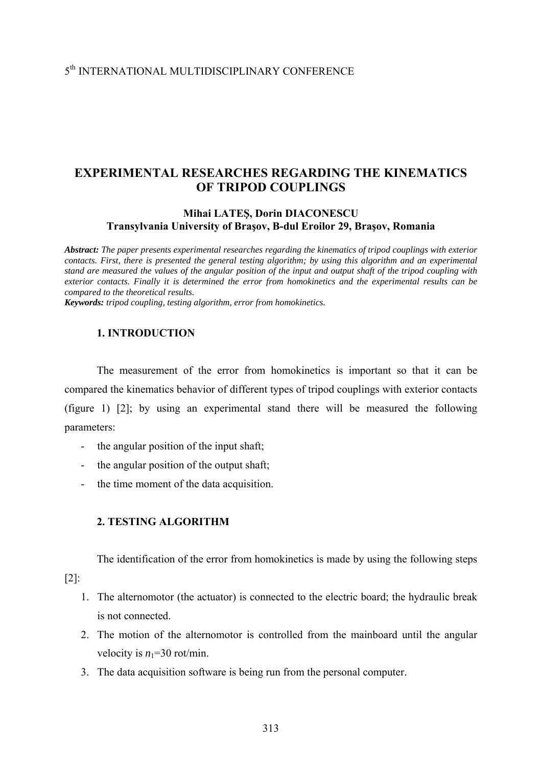5th INTERNATIONAL MULTIDISCIPLINARY CONFERENCE

# EXPERIMENTAL RESEARCHES REGARDING THE KINEMATICS OF TRIPOD COUPLINGS

**Mihai LATEŞ, Dorin DIACONESCU**
**Transylvania University of Braşov, B-dul Eroilor 29, Braşov, Romania**

***Abstract:*** *The paper presents experimental researches regarding the kinematics of tripod couplings with exterior contacts. First, there is presented the general testing algorithm; by using this algorithm and an experimental stand are measured the values of the angular position of the input and output shaft of the tripod coupling with exterior contacts. Finally it is determined the error from homokinetics and the experimental results can be compared to the theoretical results.*
***Keywords:*** *tripod coupling, testing algorithm, error from homokinetics.*

## 1. INTRODUCTION

The measurement of the error from homokinetics is important so that it can be compared the kinematics behavior of different types of tripod couplings with exterior contacts (figure 1) [2]; by using an experimental stand there will be measured the following parameters:

- the angular position of the input shaft;
- the angular position of the output shaft;
- the time moment of the data acquisition.

## 2. TESTING ALGORITHM

The identification of the error from homokinetics is made by using the following steps [2]:

1. The alternomotor (the actuator) is connected to the electric board; the hydraulic break is not connected.
2. The motion of the alternomotor is controlled from the mainboard until the angular velocity is $n_1$=30 rot/min.
3. The data acquisition software is being run from the personal computer.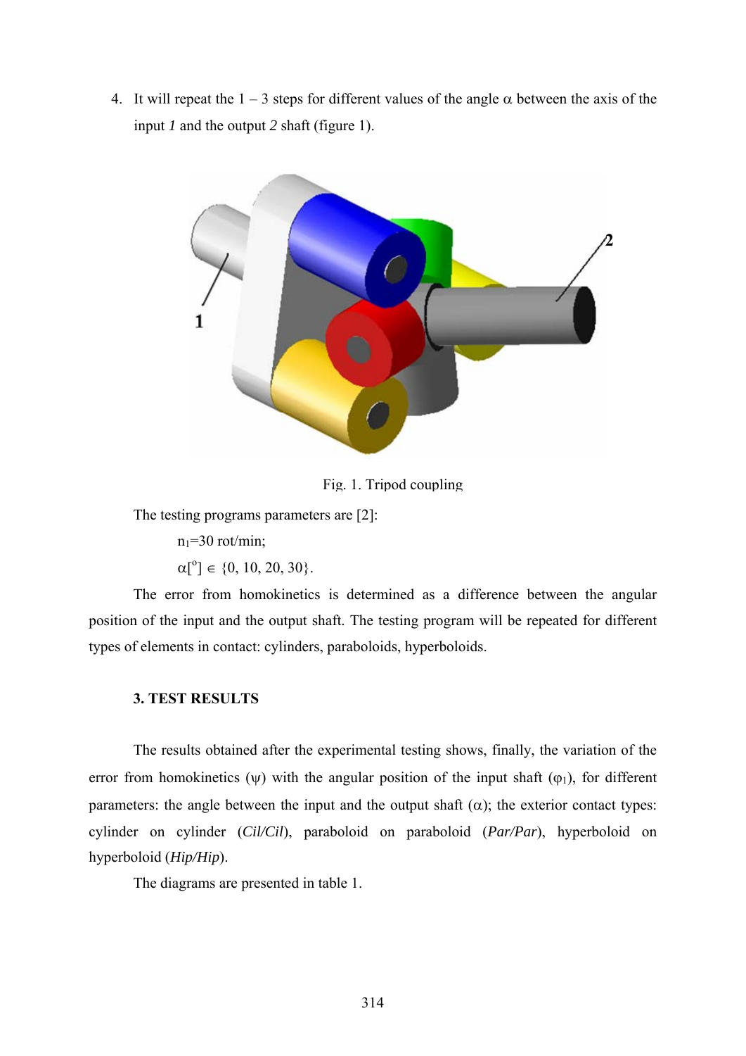4. It will repeat the 1 – 3 steps for different values of the angle $\alpha$ between the axis of the input *1* and the output *2* shaft (figure 1).

Fig. 1. Tripod coupling

The testing programs parameters are [2]:

$n_1$=30 rot/min;

$\alpha[^o] \in \{0, 10, 20, 30\}$.

The error from homokinetics is determined as a difference between the angular position of the input and the output shaft. The testing program will be repeated for different types of elements in contact: cylinders, paraboloids, hyperboloids.

### 3. TEST RESULTS

The results obtained after the experimental testing shows, finally, the variation of the error from homokinetics ($\psi$) with the angular position of the input shaft ($\varphi_1$), for different parameters: the angle between the input and the output shaft ($\alpha$); the exterior contact types: cylinder on cylinder (*Cil/Cil*), paraboloid on paraboloid (*Par/Par*), hyperboloid on hyperboloid (*Hip/Hip*).

The diagrams are presented in table 1.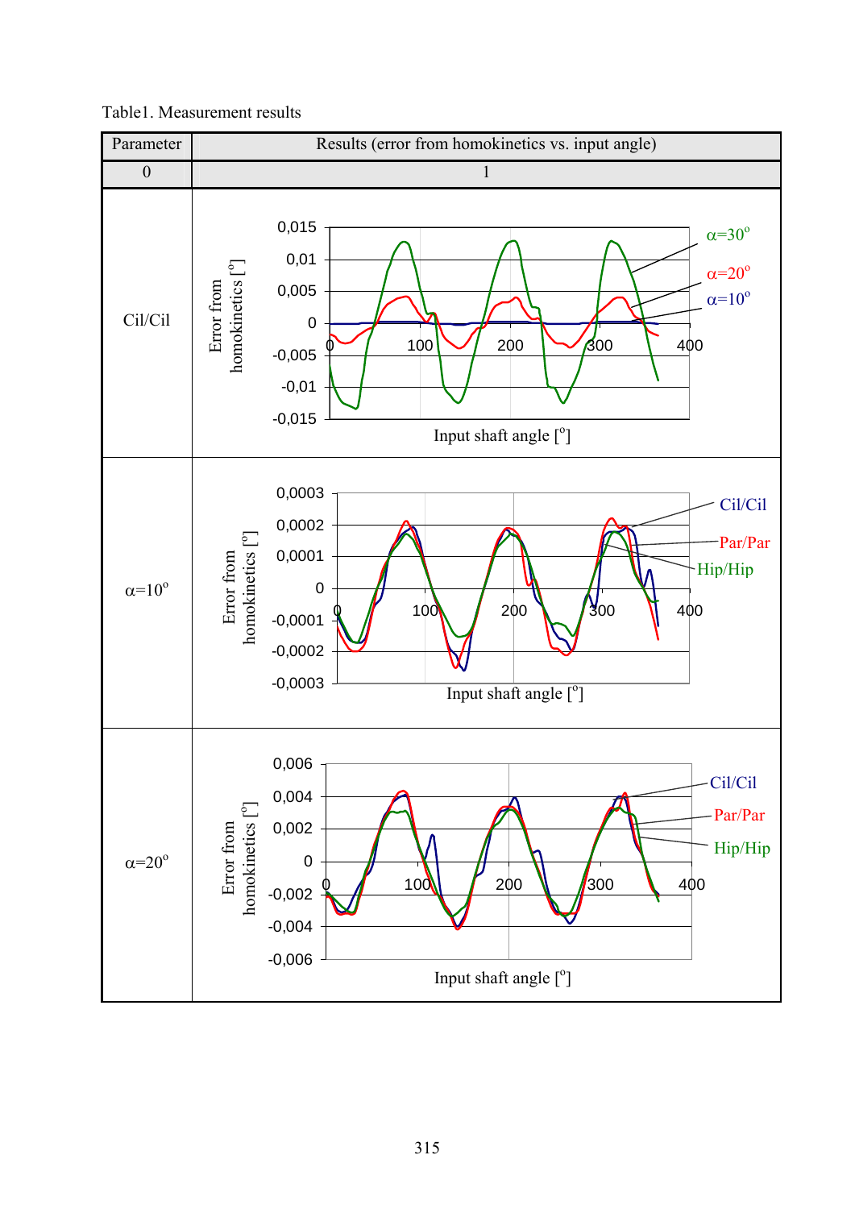Table1. Measurement results

| Parameter | Results (error from homokinetics vs. input angle) |
|---|---|
| 0 | 1 |
| Cil/Cil | Error from homokinetics [°] vs. Input shaft angle [°]; curves: α=30°, α=20°, α=10° |
| α=10° | Error from homokinetics [°] vs. Input shaft angle [°]; curves: Cil/Cil, Par/Par, Hip/Hip |
| α=20° | Error from homokinetics [°] vs. Input shaft angle [°]; curves: Cil/Cil, Par/Par, Hip/Hip |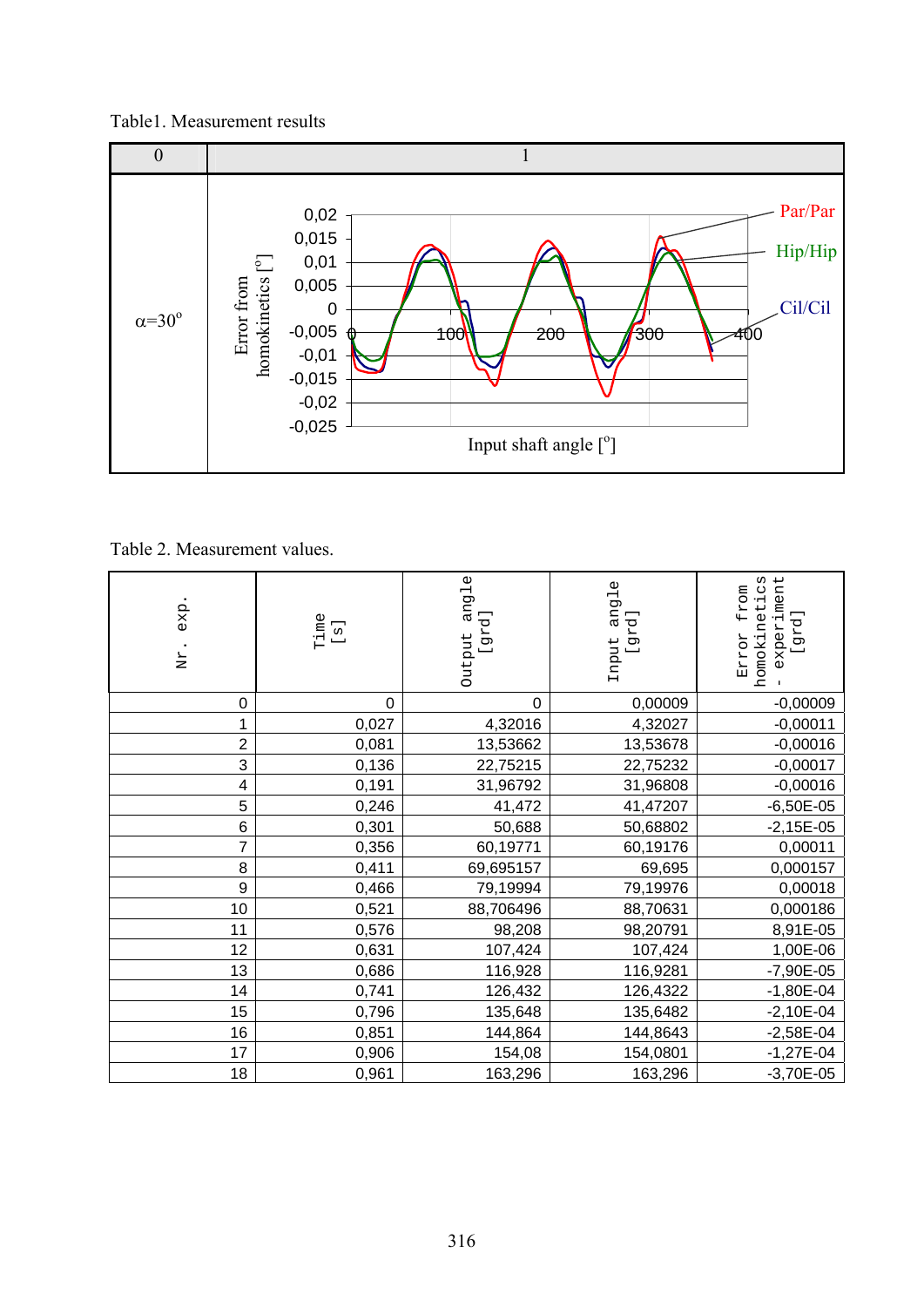Table1. Measurement results

| 0 | 1 |
|---|---|
| α=30° | |

Table 2. Measurement values.

| Nr. exp. | Time [s] | Output angle [grd] | Input angle [grd] | Error from homokinetics - experiment [grd] |
|---|---|---|---|---|
| 0 | 0 | 0 | 0,00009 | -0,00009 |
| 1 | 0,027 | 4,32016 | 4,32027 | -0,00011 |
| 2 | 0,081 | 13,53662 | 13,53678 | -0,00016 |
| 3 | 0,136 | 22,75215 | 22,75232 | -0,00017 |
| 4 | 0,191 | 31,96792 | 31,96808 | -0,00016 |
| 5 | 0,246 | 41,472 | 41,47207 | -6,50E-05 |
| 6 | 0,301 | 50,688 | 50,68802 | -2,15E-05 |
| 7 | 0,356 | 60,19771 | 60,19176 | 0,00011 |
| 8 | 0,411 | 69,695157 | 69,695 | 0,000157 |
| 9 | 0,466 | 79,19994 | 79,19976 | 0,00018 |
| 10 | 0,521 | 88,706496 | 88,70631 | 0,000186 |
| 11 | 0,576 | 98,208 | 98,20791 | 8,91E-05 |
| 12 | 0,631 | 107,424 | 107,424 | 1,00E-06 |
| 13 | 0,686 | 116,928 | 116,9281 | -7,90E-05 |
| 14 | 0,741 | 126,432 | 126,4322 | -1,80E-04 |
| 15 | 0,796 | 135,648 | 135,6482 | -2,10E-04 |
| 16 | 0,851 | 144,864 | 144,8643 | -2,58E-04 |
| 17 | 0,906 | 154,08 | 154,0801 | -1,27E-04 |
| 18 | 0,961 | 163,296 | 163,296 | -3,70E-05 |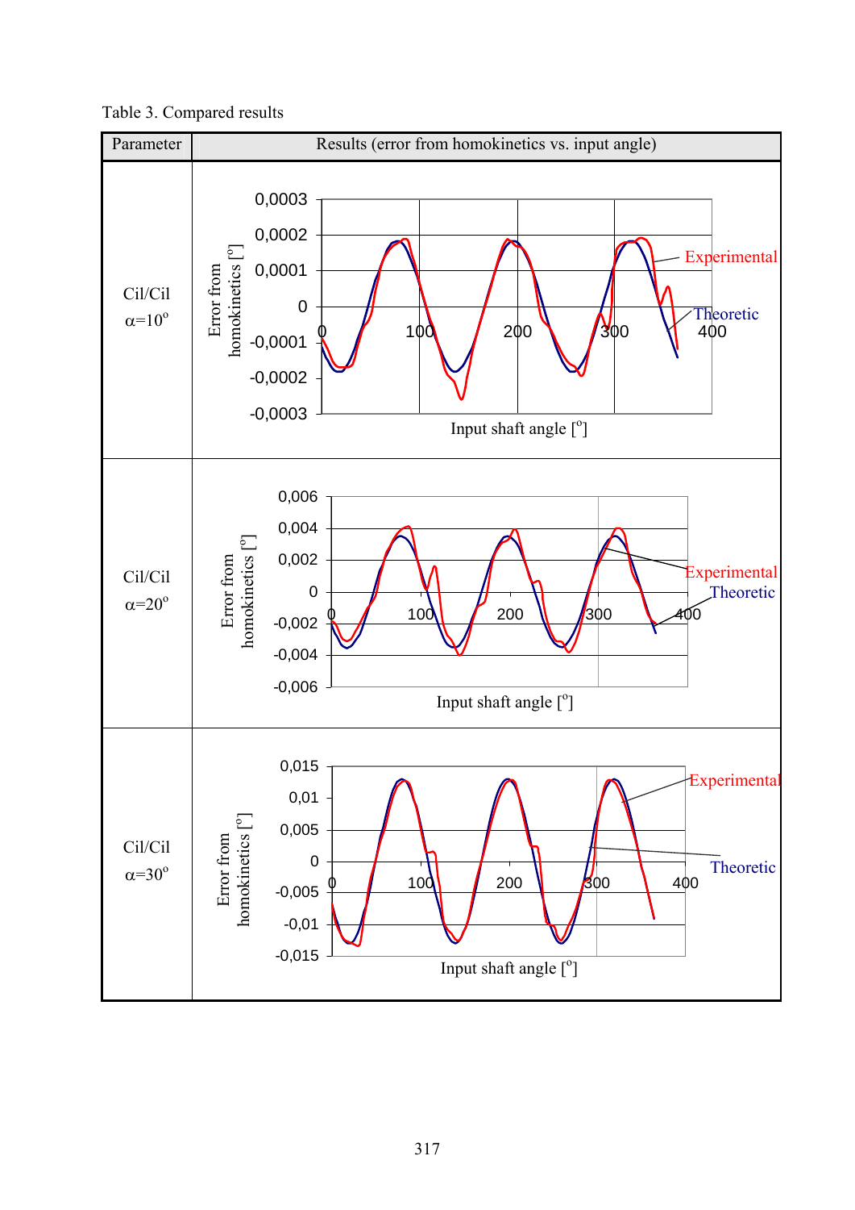Table 3. Compared results

| Parameter | Results (error from homokinetics vs. input angle) |
|---|---|
| Cil/Cil $\alpha=10^{o}$ | |
| Cil/Cil $\alpha=20^{o}$ | |
| Cil/Cil $\alpha=30^{o}$ | |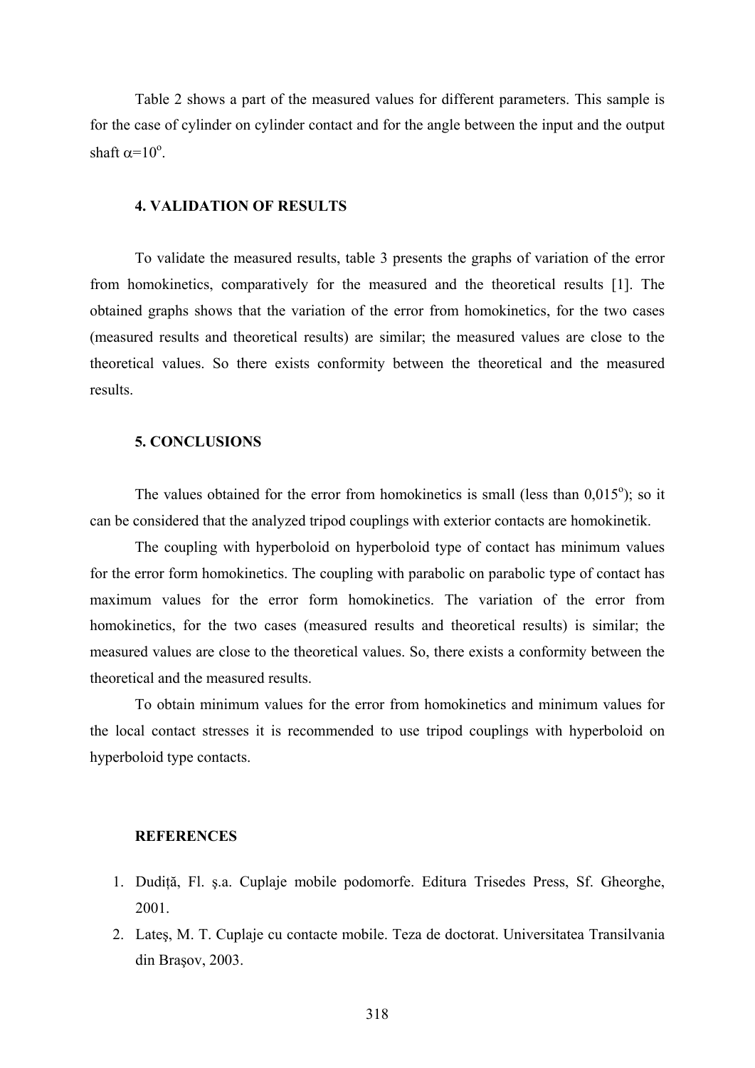Table 2 shows a part of the measured values for different parameters. This sample is for the case of cylinder on cylinder contact and for the angle between the input and the output shaft $\alpha=10^{o}$.

## 4. VALIDATION OF RESULTS

To validate the measured results, table 3 presents the graphs of variation of the error from homokinetics, comparatively for the measured and the theoretical results [1]. The obtained graphs shows that the variation of the error from homokinetics, for the two cases (measured results and theoretical results) are similar; the measured values are close to the theoretical values. So there exists conformity between the theoretical and the measured results.

## 5. CONCLUSIONS

The values obtained for the error from homokinetics is small (less than $0{,}015^{o}$); so it can be considered that the analyzed tripod couplings with exterior contacts are homokinetik.

The coupling with hyperboloid on hyperboloid type of contact has minimum values for the error form homokinetics. The coupling with parabolic on parabolic type of contact has maximum values for the error form homokinetics. The variation of the error from homokinetics, for the two cases (measured results and theoretical results) is similar; the measured values are close to the theoretical values. So, there exists a conformity between the theoretical and the measured results.

To obtain minimum values for the error from homokinetics and minimum values for the local contact stresses it is recommended to use tripod couplings with hyperboloid on hyperboloid type contacts.

## REFERENCES

1. Dudiță, Fl. ş.a. Cuplaje mobile podomorfe. Editura Trisedes Press, Sf. Gheorghe, 2001.
2. Lateş, M. T. Cuplaje cu contacte mobile. Teza de doctorat. Universitatea Transilvania din Braşov, 2003.